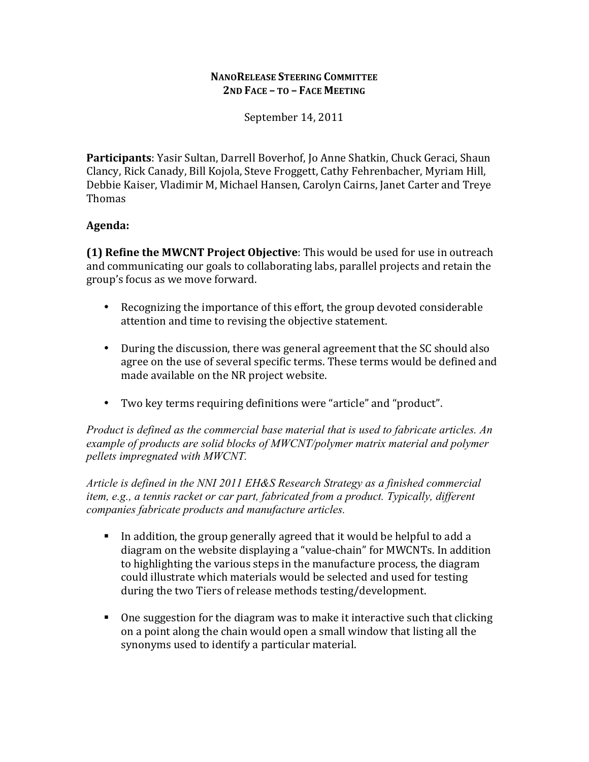**NANORELEASE STEERING COMMITTEE**
**2ND FACE – TO – FACE MEETING**

September 14, 2011

**Participants**: Yasir Sultan, Darrell Boverhof, Jo Anne Shatkin, Chuck Geraci, Shaun Clancy, Rick Canady, Bill Kojola, Steve Froggett, Cathy Fehrenbacher, Myriam Hill, Debbie Kaiser, Vladimir M, Michael Hansen, Carolyn Cairns, Janet Carter and Treye Thomas

**Agenda:**

**(1) Refine the MWCNT Project Objective**: This would be used for use in outreach and communicating our goals to collaborating labs, parallel projects and retain the group's focus as we move forward.

- Recognizing the importance of this effort, the group devoted considerable attention and time to revising the objective statement.
- During the discussion, there was general agreement that the SC should also agree on the use of several specific terms. These terms would be defined and made available on the NR project website.
- Two key terms requiring definitions were "article" and "product".

*Product is defined as the commercial base material that is used to fabricate articles. An example of products are solid blocks of MWCNT/polymer matrix material and polymer pellets impregnated with MWCNT.*

*Article is defined in the NNI 2011 EH&S Research Strategy as a finished commercial item, e.g., a tennis racket or car part, fabricated from a product. Typically, different companies fabricate products and manufacture articles.*

- In addition, the group generally agreed that it would be helpful to add a diagram on the website displaying a "value-chain" for MWCNTs. In addition to highlighting the various steps in the manufacture process, the diagram could illustrate which materials would be selected and used for testing during the two Tiers of release methods testing/development.
- One suggestion for the diagram was to make it interactive such that clicking on a point along the chain would open a small window that listing all the synonyms used to identify a particular material.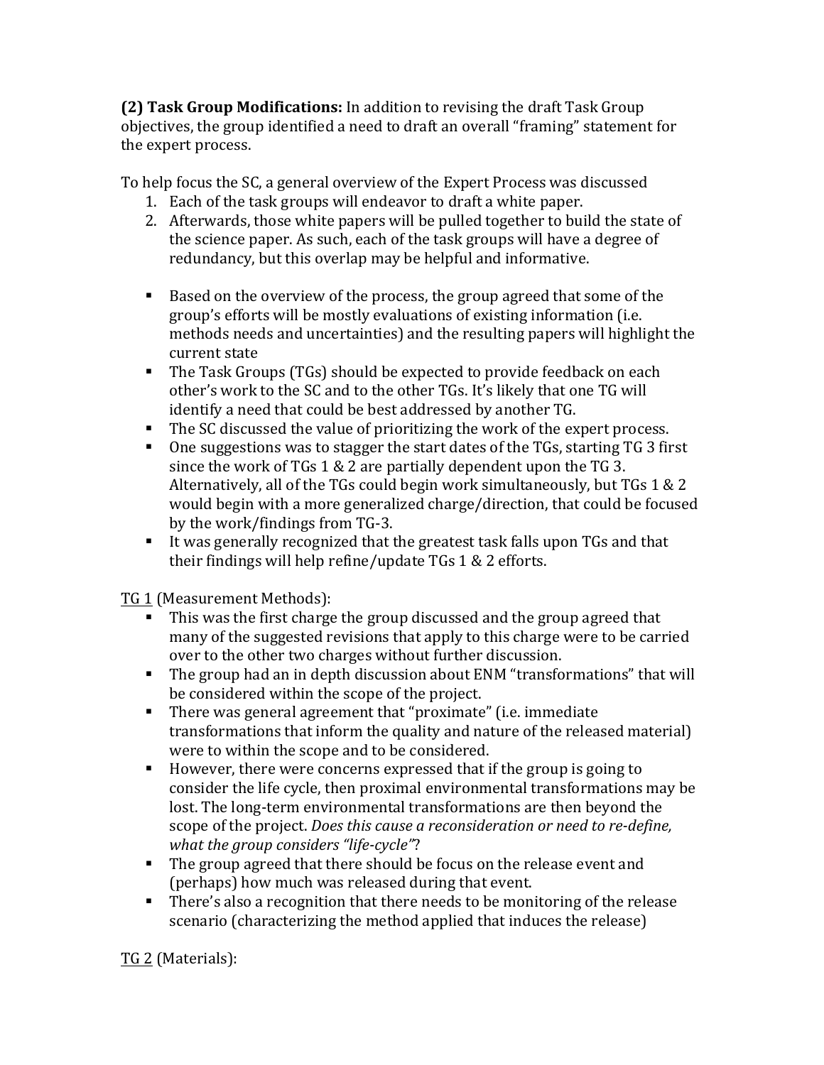**(2) Task Group Modifications:** In addition to revising the draft Task Group objectives, the group identified a need to draft an overall "framing" statement for the expert process.

To help focus the SC, a general overview of the Expert Process was discussed

1. Each of the task groups will endeavor to draft a white paper.
2. Afterwards, those white papers will be pulled together to build the state of the science paper. As such, each of the task groups will have a degree of redundancy, but this overlap may be helpful and informative.

- Based on the overview of the process, the group agreed that some of the group's efforts will be mostly evaluations of existing information (i.e. methods needs and uncertainties) and the resulting papers will highlight the current state
- The Task Groups (TGs) should be expected to provide feedback on each other's work to the SC and to the other TGs. It's likely that one TG will identify a need that could be best addressed by another TG.
- The SC discussed the value of prioritizing the work of the expert process.
- One suggestions was to stagger the start dates of the TGs, starting TG 3 first since the work of TGs 1 & 2 are partially dependent upon the TG 3. Alternatively, all of the TGs could begin work simultaneously, but TGs 1 & 2 would begin with a more generalized charge/direction, that could be focused by the work/findings from TG-3.
- It was generally recognized that the greatest task falls upon TGs and that their findings will help refine/update TGs 1 & 2 efforts.

<u>TG 1</u> (Measurement Methods):

- This was the first charge the group discussed and the group agreed that many of the suggested revisions that apply to this charge were to be carried over to the other two charges without further discussion.
- The group had an in depth discussion about ENM "transformations" that will be considered within the scope of the project.
- There was general agreement that "proximate" (i.e. immediate transformations that inform the quality and nature of the released material) were to within the scope and to be considered.
- However, there were concerns expressed that if the group is going to consider the life cycle, then proximal environmental transformations may be lost. The long-term environmental transformations are then beyond the scope of the project. *Does this cause a reconsideration or need to re-define, what the group considers "life-cycle"*?
- The group agreed that there should be focus on the release event and (perhaps) how much was released during that event.
- There's also a recognition that there needs to be monitoring of the release scenario (characterizing the method applied that induces the release)

<u>TG 2</u> (Materials):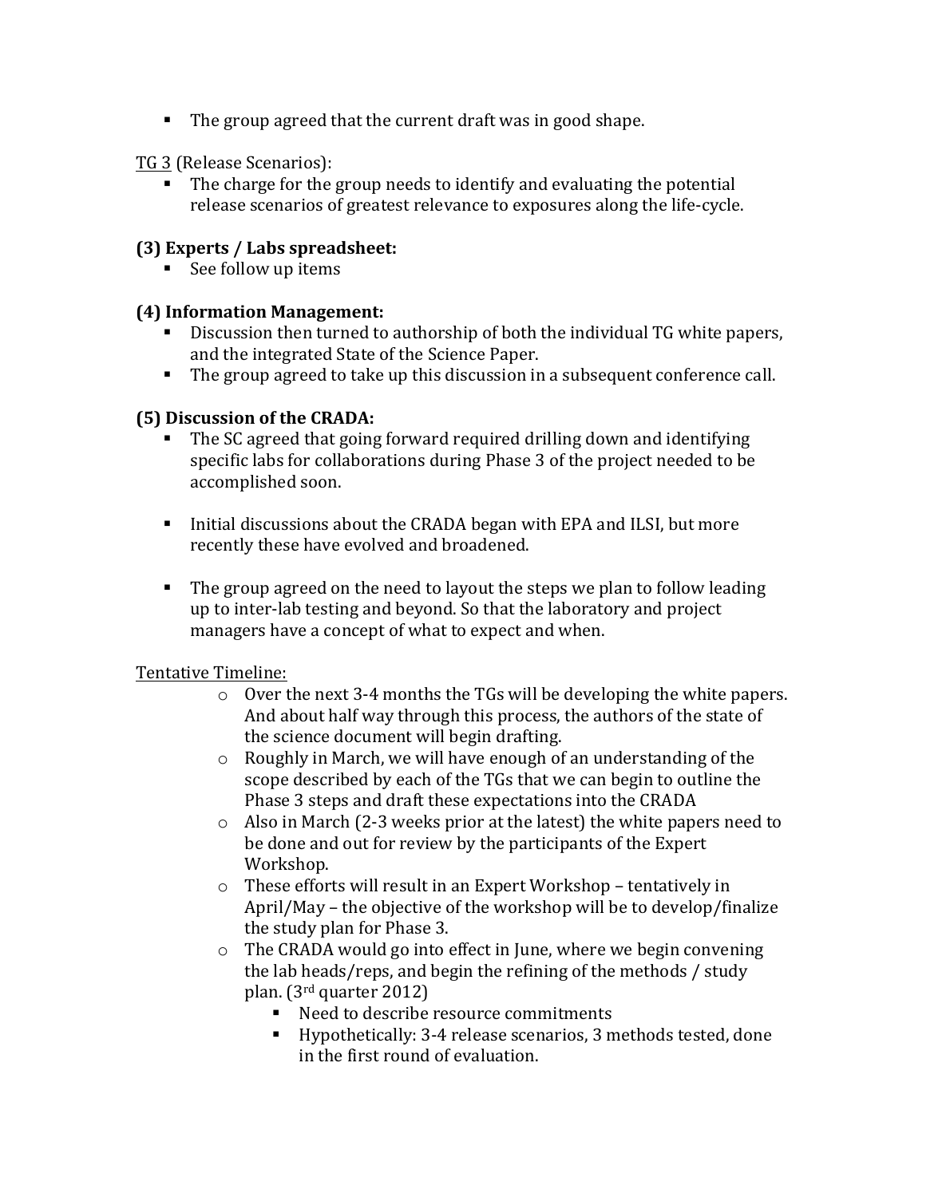- The group agreed that the current draft was in good shape.

TG 3 (Release Scenarios):

- The charge for the group needs to identify and evaluating the potential release scenarios of greatest relevance to exposures along the life-cycle.

**(3) Experts / Labs spreadsheet:**

- See follow up items

**(4) Information Management:**

- Discussion then turned to authorship of both the individual TG white papers, and the integrated State of the Science Paper.
- The group agreed to take up this discussion in a subsequent conference call.

**(5) Discussion of the CRADA:**

- The SC agreed that going forward required drilling down and identifying specific labs for collaborations during Phase 3 of the project needed to be accomplished soon.

- Initial discussions about the CRADA began with EPA and ILSI, but more recently these have evolved and broadened.

- The group agreed on the need to layout the steps we plan to follow leading up to inter-lab testing and beyond. So that the laboratory and project managers have a concept of what to expect and when.

Tentative Timeline:

- Over the next 3-4 months the TGs will be developing the white papers. And about half way through this process, the authors of the state of the science document will begin drafting.
- Roughly in March, we will have enough of an understanding of the scope described by each of the TGs that we can begin to outline the Phase 3 steps and draft these expectations into the CRADA
- Also in March (2-3 weeks prior at the latest) the white papers need to be done and out for review by the participants of the Expert Workshop.
- These efforts will result in an Expert Workshop – tentatively in April/May – the objective of the workshop will be to develop/finalize the study plan for Phase 3.
- The CRADA would go into effect in June, where we begin convening the lab heads/reps, and begin the refining of the methods / study plan. (3rd quarter 2012)
  - Need to describe resource commitments
  - Hypothetically: 3-4 release scenarios, 3 methods tested, done in the first round of evaluation.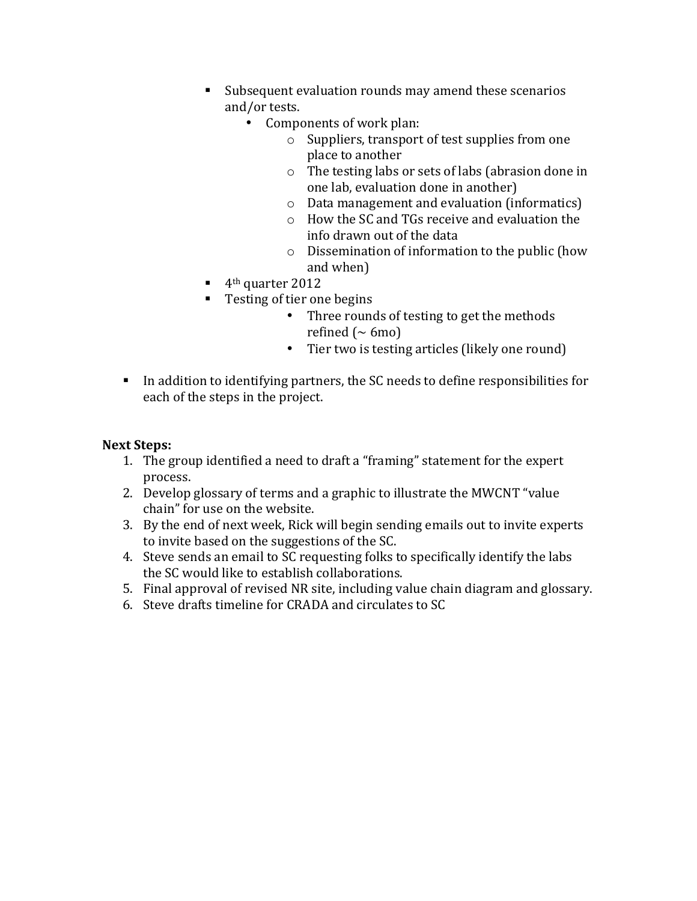- Subsequent evaluation rounds may amend these scenarios and/or tests.
    - Components of work plan:
        - Suppliers, transport of test supplies from one place to another
        - The testing labs or sets of labs (abrasion done in one lab, evaluation done in another)
        - Data management and evaluation (informatics)
        - How the SC and TGs receive and evaluation the info drawn out of the data
        - Dissemination of information to the public (how and when)
- 4th quarter 2012
- Testing of tier one begins
    - Three rounds of testing to get the methods refined (~ 6mo)
    - Tier two is testing articles (likely one round)

- In addition to identifying partners, the SC needs to define responsibilities for each of the steps in the project.

**Next Steps:**

1. The group identified a need to draft a "framing" statement for the expert process.
2. Develop glossary of terms and a graphic to illustrate the MWCNT "value chain" for use on the website.
3. By the end of next week, Rick will begin sending emails out to invite experts to invite based on the suggestions of the SC.
4. Steve sends an email to SC requesting folks to specifically identify the labs the SC would like to establish collaborations.
5. Final approval of revised NR site, including value chain diagram and glossary.
6. Steve drafts timeline for CRADA and circulates to SC